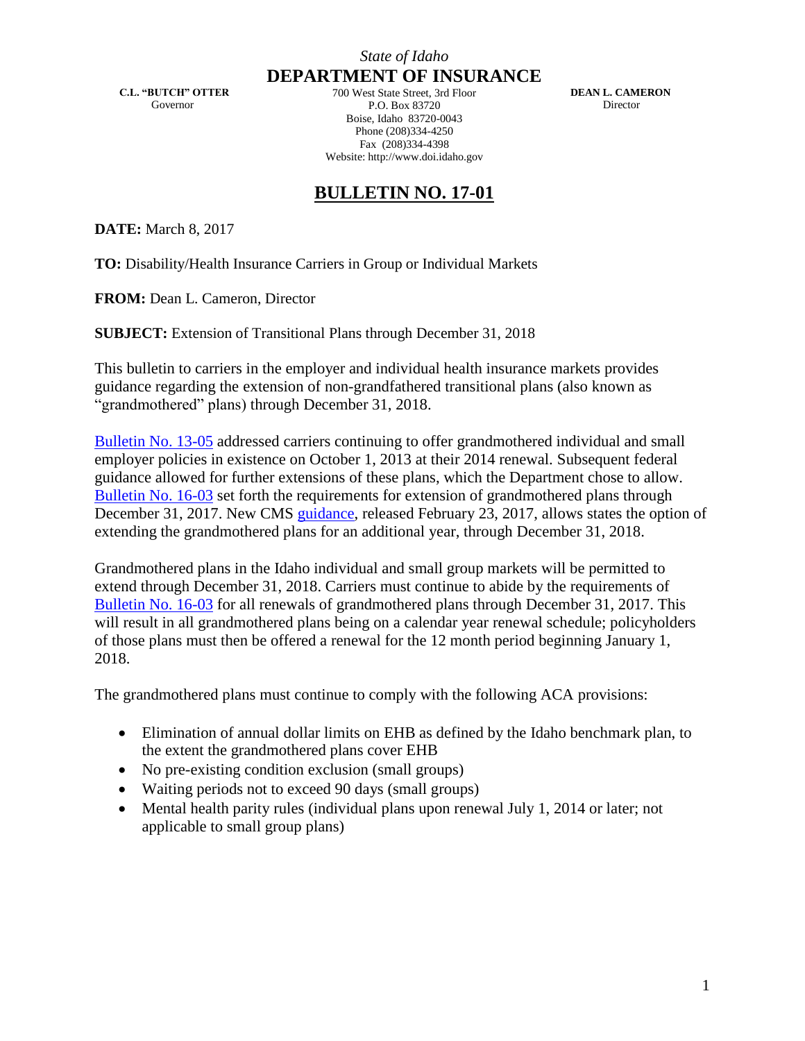*State of Idaho*

**DEPARTMENT OF INSURANCE**

**C.L. "BUTCH" OTTER**
Governor

700 West State Street, 3rd Floor
P.O. Box 83720
Boise, Idaho 83720-0043
Phone (208)334-4250
Fax (208)334-4398
Website: http://www.doi.idaho.gov

**DEAN L. CAMERON**
Director

# BULLETIN NO. 17-01

**DATE:** March 8, 2017

**TO:** Disability/Health Insurance Carriers in Group or Individual Markets

**FROM:** Dean L. Cameron, Director

**SUBJECT:** Extension of Transitional Plans through December 31, 2018

This bulletin to carriers in the employer and individual health insurance markets provides guidance regarding the extension of non-grandfathered transitional plans (also known as "grandmothered" plans) through December 31, 2018.

Bulletin No. 13-05 addressed carriers continuing to offer grandmothered individual and small employer policies in existence on October 1, 2013 at their 2014 renewal. Subsequent federal guidance allowed for further extensions of these plans, which the Department chose to allow. Bulletin No. 16-03 set forth the requirements for extension of grandmothered plans through December 31, 2017. New CMS guidance, released February 23, 2017, allows states the option of extending the grandmothered plans for an additional year, through December 31, 2018.

Grandmothered plans in the Idaho individual and small group markets will be permitted to extend through December 31, 2018. Carriers must continue to abide by the requirements of Bulletin No. 16-03 for all renewals of grandmothered plans through December 31, 2017. This will result in all grandmothered plans being on a calendar year renewal schedule; policyholders of those plans must then be offered a renewal for the 12 month period beginning January 1, 2018.

The grandmothered plans must continue to comply with the following ACA provisions:

- Elimination of annual dollar limits on EHB as defined by the Idaho benchmark plan, to the extent the grandmothered plans cover EHB
- No pre-existing condition exclusion (small groups)
- Waiting periods not to exceed 90 days (small groups)
- Mental health parity rules (individual plans upon renewal July 1, 2014 or later; not applicable to small group plans)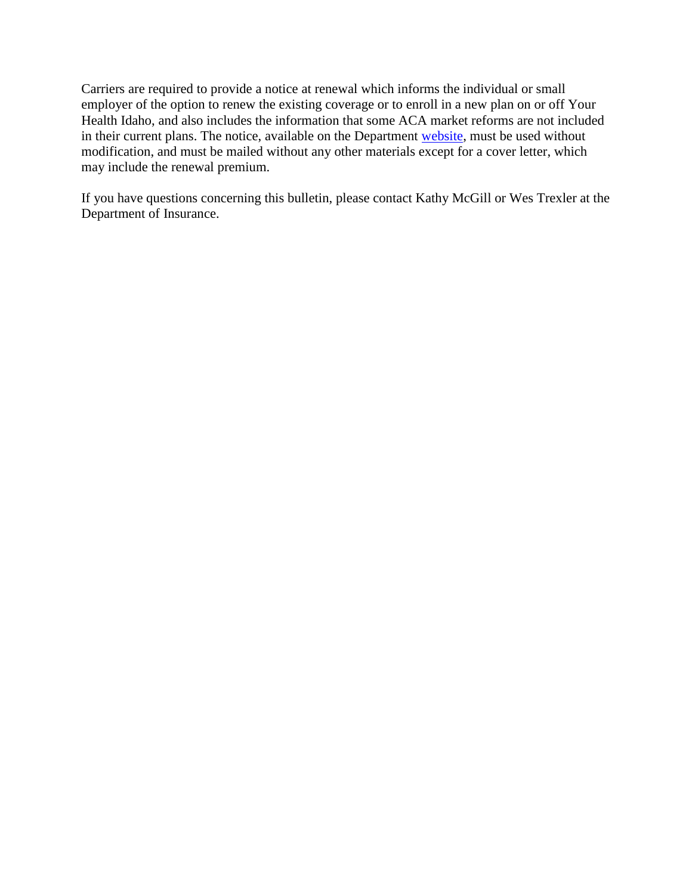Carriers are required to provide a notice at renewal which informs the individual or small employer of the option to renew the existing coverage or to enroll in a new plan on or off Your Health Idaho, and also includes the information that some ACA market reforms are not included in their current plans. The notice, available on the Department website, must be used without modification, and must be mailed without any other materials except for a cover letter, which may include the renewal premium.

If you have questions concerning this bulletin, please contact Kathy McGill or Wes Trexler at the Department of Insurance.